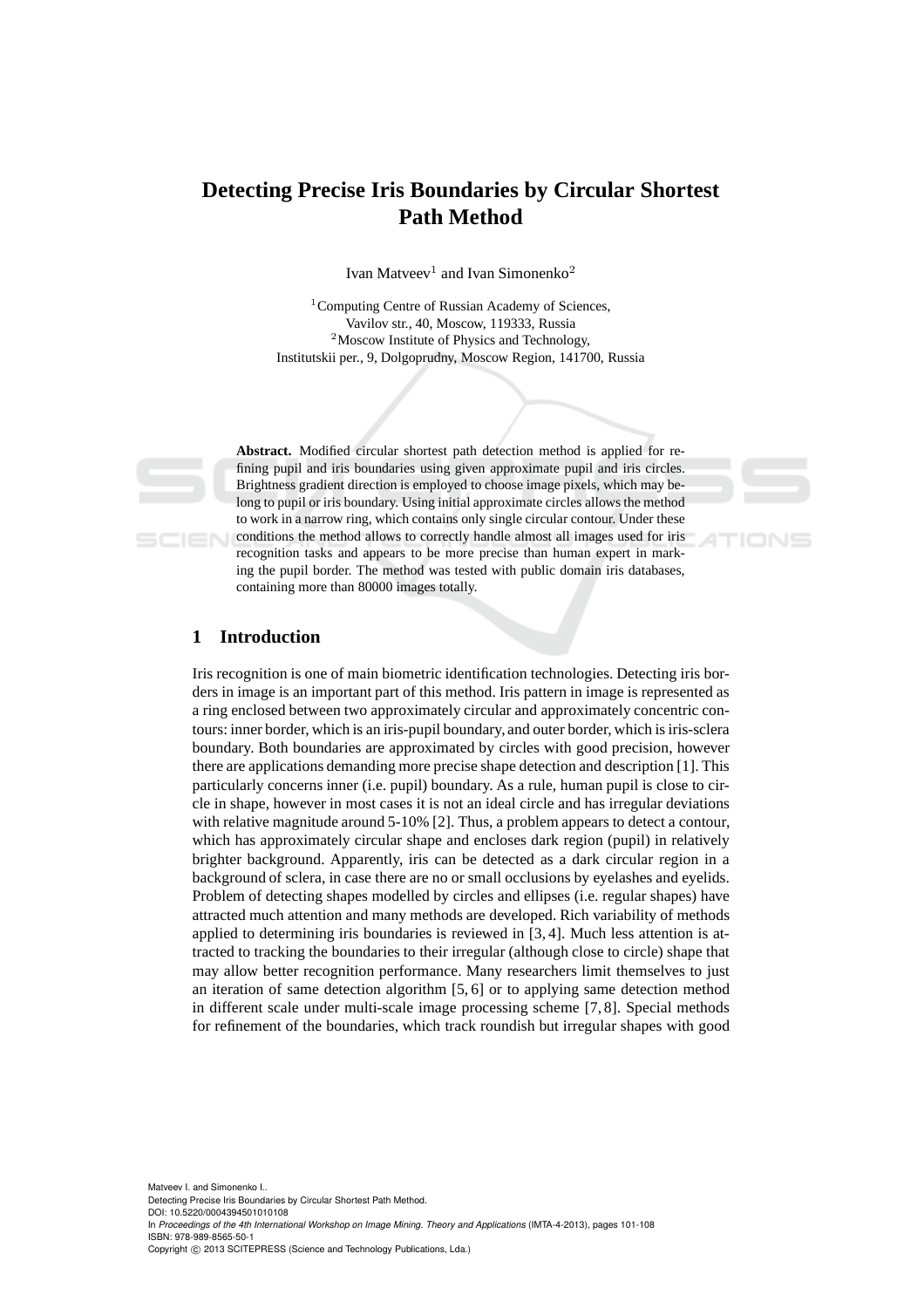# Detecting Precise Iris Boundaries by Circular Shortest Path Method

Ivan Matveev[1] and Ivan Simonenko[2]

[1]Computing Centre of Russian Academy of Sciences,
Vavilov str., 40, Moscow, 119333, Russia
[2]Moscow Institute of Physics and Technology,
Institutskii per., 9, Dolgoprudny, Moscow Region, 141700, Russia

**Abstract.** Modified circular shortest path detection method is applied for refining pupil and iris boundaries using given approximate pupil and iris circles. Brightness gradient direction is employed to choose image pixels, which may belong to pupil or iris boundary. Using initial approximate circles allows the method to work in a narrow ring, which contains only single circular contour. Under these conditions the method allows to correctly handle almost all images used for iris recognition tasks and appears to be more precise than human expert in marking the pupil border. The method was tested with public domain iris databases, containing more than 80000 images totally.

## 1 Introduction

Iris recognition is one of main biometric identification technologies. Detecting iris borders in image is an important part of this method. Iris pattern in image is represented as a ring enclosed between two approximately circular and approximately concentric contours: inner border, which is an iris-pupil boundary, and outer border, which is iris-sclera boundary. Both boundaries are approximated by circles with good precision, however there are applications demanding more precise shape detection and description [1]. This particularly concerns inner (i.e. pupil) boundary. As a rule, human pupil is close to circle in shape, however in most cases it is not an ideal circle and has irregular deviations with relative magnitude around 5-10% [2]. Thus, a problem appears to detect a contour, which has approximately circular shape and encloses dark region (pupil) in relatively brighter background. Apparently, iris can be detected as a dark circular region in a background of sclera, in case there are no or small occlusions by eyelashes and eyelids. Problem of detecting shapes modelled by circles and ellipses (i.e. regular shapes) have attracted much attention and many methods are developed. Rich variability of methods applied to determining iris boundaries is reviewed in [3, 4]. Much less attention is attracted to tracking the boundaries to their irregular (although close to circle) shape that may allow better recognition performance. Many researchers limit themselves to just an iteration of same detection algorithm [5, 6] or to applying same detection method in different scale under multi-scale image processing scheme [7, 8]. Special methods for refinement of the boundaries, which track roundish but irregular shapes with good

Matveev I. and Simonenko I..
Detecting Precise Iris Boundaries by Circular Shortest Path Method.
DOI: 10.5220/0004394501010108
In *Proceedings of the 4th International Workshop on Image Mining. Theory and Applications* (IMTA-4-2013), pages 101-108
ISBN: 978-989-8565-50-1
Copyright © 2013 SCITEPRESS (Science and Technology Publications, Lda.)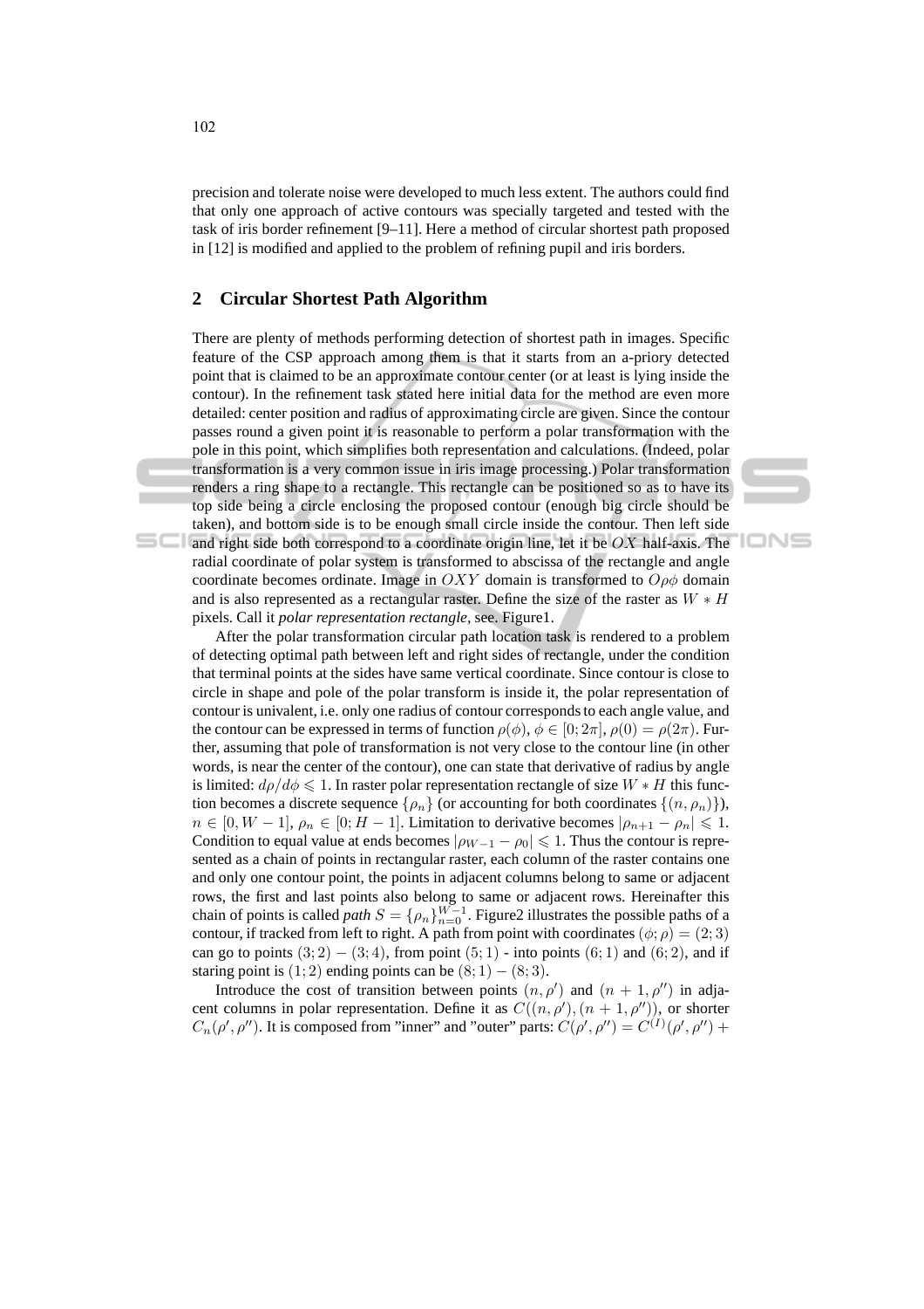precision and tolerate noise were developed to much less extent. The authors could find that only one approach of active contours was specially targeted and tested with the task of iris border refinement [9–11]. Here a method of circular shortest path proposed in [12] is modified and applied to the problem of refining pupil and iris borders.

## 2 Circular Shortest Path Algorithm

There are plenty of methods performing detection of shortest path in images. Specific feature of the CSP approach among them is that it starts from an a-priory detected point that is claimed to be an approximate contour center (or at least is lying inside the contour). In the refinement task stated here initial data for the method are even more detailed: center position and radius of approximating circle are given. Since the contour passes round a given point it is reasonable to perform a polar transformation with the pole in this point, which simplifies both representation and calculations. (Indeed, polar transformation is a very common issue in iris image processing.) Polar transformation renders a ring shape to a rectangle. This rectangle can be positioned so as to have its top side being a circle enclosing the proposed contour (enough big circle should be taken), and bottom side is to be enough small circle inside the contour. Then left side and right side both correspond to a coordinate origin line, let it be $OX$ half-axis. The radial coordinate of polar system is transformed to abscissa of the rectangle and angle coordinate becomes ordinate. Image in $OXY$ domain is transformed to $O\rho\phi$ domain and is also represented as a rectangular raster. Define the size of the raster as $W * H$ pixels. Call it *polar representation rectangle*, see. Figure1.

After the polar transformation circular path location task is rendered to a problem of detecting optimal path between left and right sides of rectangle, under the condition that terminal points at the sides have same vertical coordinate. Since contour is close to circle in shape and pole of the polar transform is inside it, the polar representation of contour is univalent, i.e. only one radius of contour corresponds to each angle value, and the contour can be expressed in terms of function $\rho(\phi)$, $\phi \in [0; 2\pi]$, $\rho(0) = \rho(2\pi)$. Further, assuming that pole of transformation is not very close to the contour line (in other words, is near the center of the contour), one can state that derivative of radius by angle is limited: $d\rho/d\phi \leqslant 1$. In raster polar representation rectangle of size $W * H$ this function becomes a discrete sequence $\{\rho_n\}$ (or accounting for both coordinates $\{(n, \rho_n)\}$), $n \in [0, W - 1]$, $\rho_n \in [0; H - 1]$. Limitation to derivative becomes $|\rho_{n+1} - \rho_n| \leqslant 1$. Condition to equal value at ends becomes $|\rho_{W-1} - \rho_0| \leqslant 1$. Thus the contour is represented as a chain of points in rectangular raster, each column of the raster contains one and only one contour point, the points in adjacent columns belong to same or adjacent rows, the first and last points also belong to same or adjacent rows. Hereinafter this chain of points is called *path* $S = \{\rho_n\}_{n=0}^{W-1}$. Figure2 illustrates the possible paths of a contour, if tracked from left to right. A path from point with coordinates $(\phi; \rho) = (2; 3)$ can go to points $(3; 2) - (3; 4)$, from point $(5; 1)$ - into points $(6; 1)$ and $(6; 2)$, and if staring point is $(1; 2)$ ending points can be $(8; 1) - (8; 3)$.

Introduce the cost of transition between points $(n, \rho')$ and $(n + 1, \rho'')$ in adjacent columns in polar representation. Define it as $C((n, \rho'), (n + 1, \rho''))$, or shorter $C_n(\rho', \rho'')$. It is composed from "inner" and "outer" parts: $C(\rho', \rho'') = C^{(I)}(\rho', \rho'') +$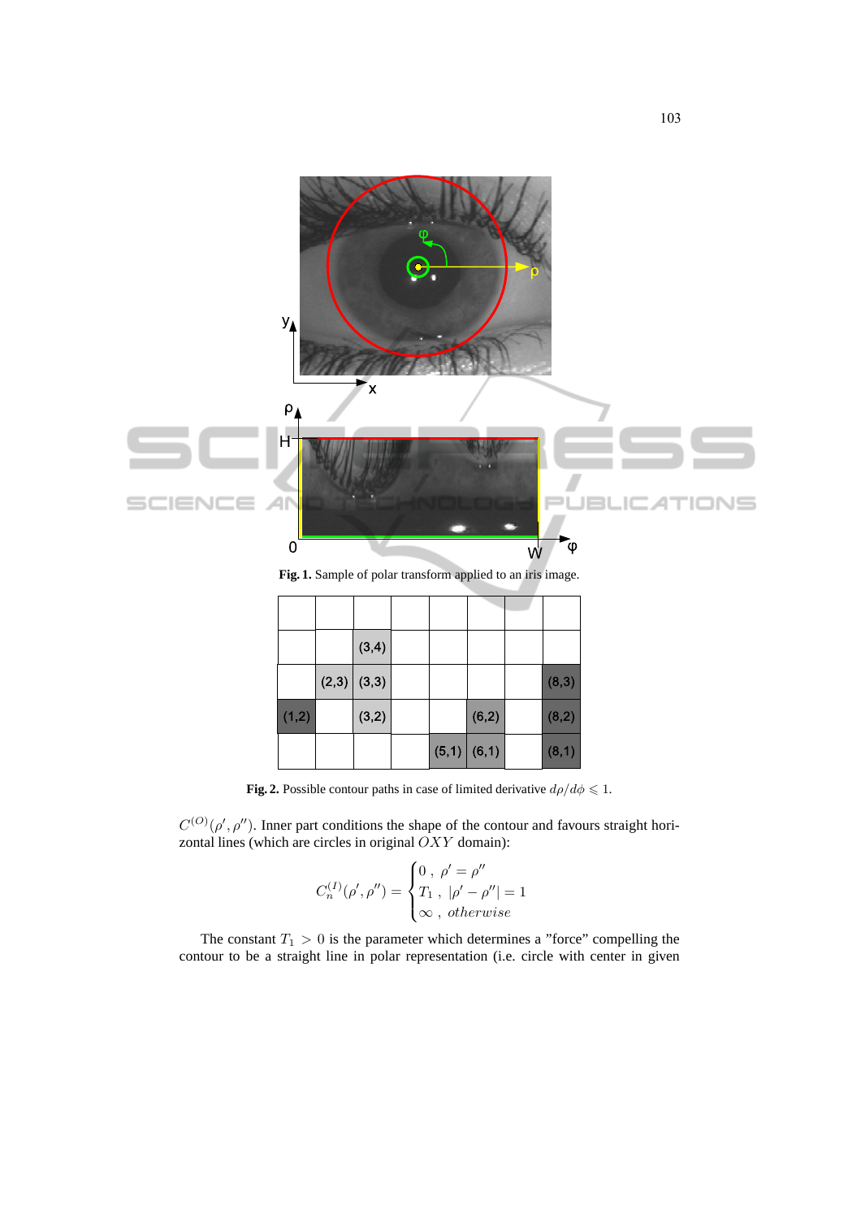**Fig. 1.** Sample of polar transform applied to an iris image.

**Fig. 2.** Possible contour paths in case of limited derivative $d\rho/d\phi \leqslant 1$.

$C^{(O)}(\rho', \rho'')$. Inner part conditions the shape of the contour and favours straight horizontal lines (which are circles in original $OXY$ domain):

$$C_n^{(I)}(\rho', \rho'') = \begin{cases} 0 \;, \; \rho' = \rho'' \\ T_1 \;, \; |\rho' - \rho''| = 1 \\ \infty \;, \; otherwise \end{cases}$$

The constant $T_1 > 0$ is the parameter which determines a "force" compelling the contour to be a straight line in polar representation (i.e. circle with center in given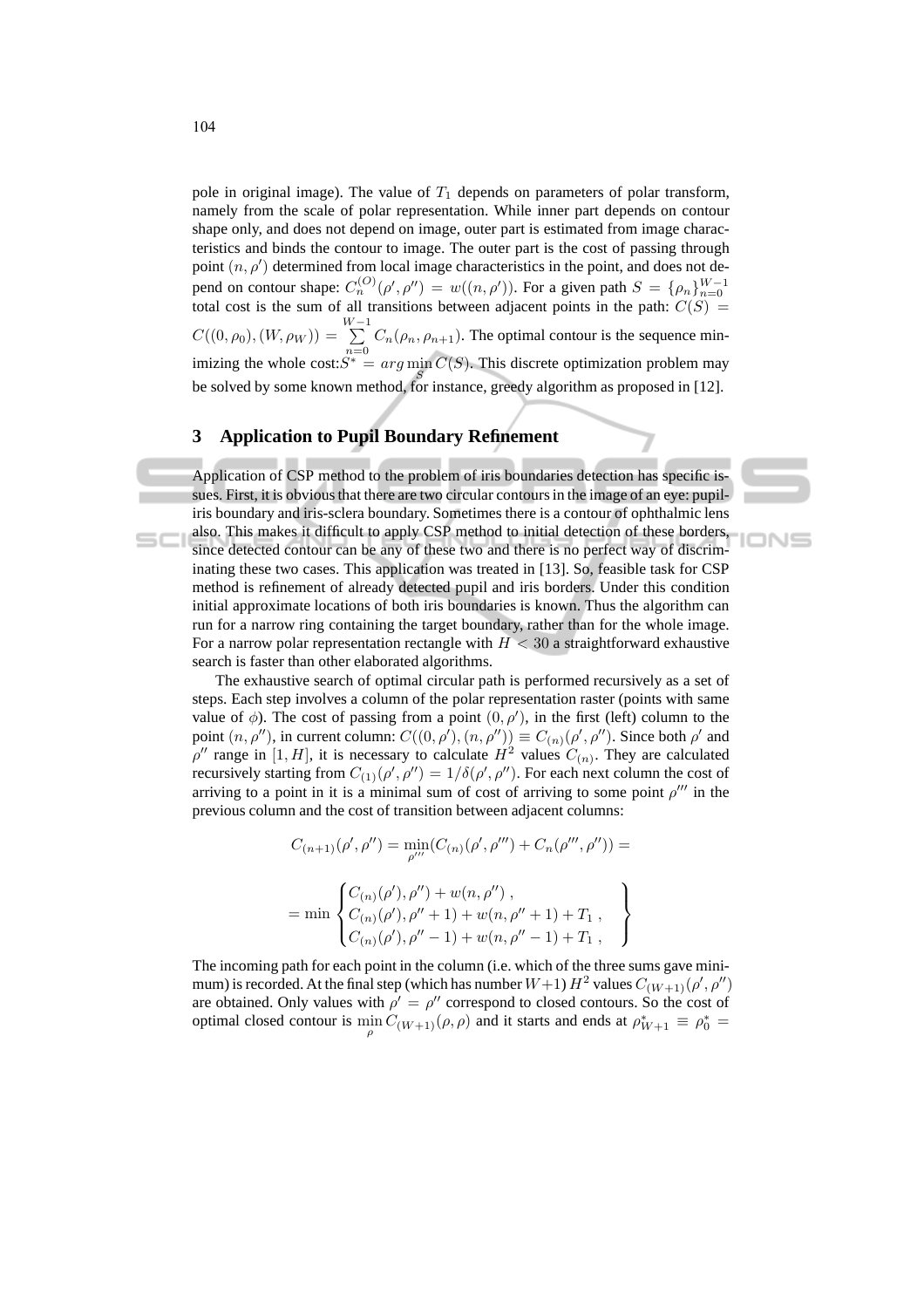pole in original image). The value of $T_1$ depends on parameters of polar transform, namely from the scale of polar representation. While inner part depends on contour shape only, and does not depend on image, outer part is estimated from image characteristics and binds the contour to image. The outer part is the cost of passing through point $(n, \rho')$ determined from local image characteristics in the point, and does not depend on contour shape: $C_n^{(O)}(\rho', \rho'') = w((n, \rho'))$. For a given path $S = \{\rho_n\}_{n=0}^{W-1}$ total cost is the sum of all transitions between adjacent points in the path: $C(S) = C((0, \rho_0), (W, \rho_W)) = \sum_{n=0}^{W-1} C_n(\rho_n, \rho_{n+1})$. The optimal contour is the sequence minimizing the whole cost: $S^* = arg \min_S C(S)$. This discrete optimization problem may be solved by some known method, for instance, greedy algorithm as proposed in [12].

## 3 Application to Pupil Boundary Refinement

Application of CSP method to the problem of iris boundaries detection has specific issues. First, it is obvious that there are two circular contours in the image of an eye: pupil-iris boundary and iris-sclera boundary. Sometimes there is a contour of ophthalmic lens also. This makes it difficult to apply CSP method to initial detection of these borders, since detected contour can be any of these two and there is no perfect way of discriminating these two cases. This application was treated in [13]. So, feasible task for CSP method is refinement of already detected pupil and iris borders. Under this condition initial approximate locations of both iris boundaries is known. Thus the algorithm can run for a narrow ring containing the target boundary, rather than for the whole image. For a narrow polar representation rectangle with $H < 30$ a straightforward exhaustive search is faster than other elaborated algorithms.

The exhaustive search of optimal circular path is performed recursively as a set of steps. Each step involves a column of the polar representation raster (points with same value of $\phi$). The cost of passing from a point $(0, \rho')$, in the first (left) column to the point $(n, \rho'')$, in current column: $C((0, \rho'), (n, \rho'')) \equiv C_{(n)}(\rho', \rho'')$. Since both $\rho'$ and $\rho''$ range in $[1, H]$, it is necessary to calculate $H^2$ values $C_{(n)}$. They are calculated recursively starting from $C_{(1)}(\rho', \rho'') = 1/\delta(\rho', \rho'')$. For each next column the cost of arriving to a point in it is a minimal sum of cost of arriving to some point $\rho'''$ in the previous column and the cost of transition between adjacent columns:

$$C_{(n+1)}(\rho', \rho'') = \min_{\rho'''}(C_{(n)}(\rho', \rho''') + C_n(\rho''', \rho'')) =$$

$$= \min \begin{Bmatrix} C_{(n)}(\rho'), \rho'') + w(n, \rho'') , \\ C_{(n)}(\rho'), \rho'' + 1) + w(n, \rho'' + 1) + T_1 , \\ C_{(n)}(\rho'), \rho'' - 1) + w(n, \rho'' - 1) + T_1 , \end{Bmatrix}$$

The incoming path for each point in the column (i.e. which of the three sums gave minimum) is recorded. At the final step (which has number $W+1$) $H^2$ values $C_{(W+1)}(\rho', \rho'')$ are obtained. Only values with $\rho' = \rho''$ correspond to closed contours. So the cost of optimal closed contour is $\min_\rho C_{(W+1)}(\rho, \rho)$ and it starts and ends at $\rho^*_{W+1} \equiv \rho^*_0 =$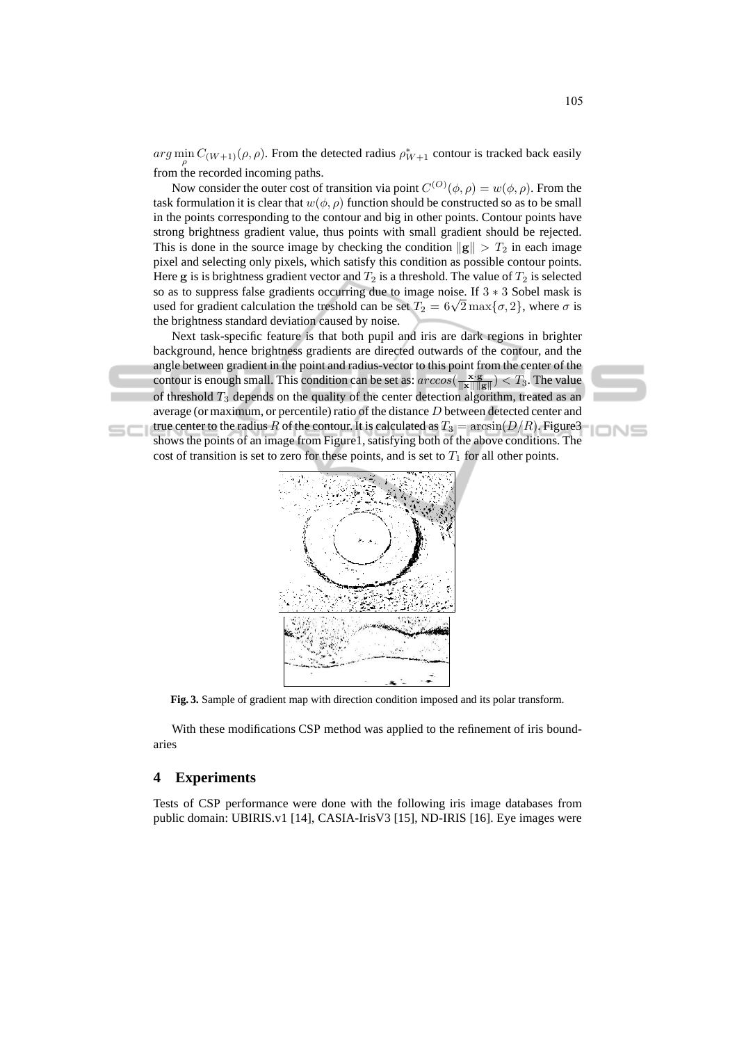$arg\min_{\rho} C_{(W+1)}(\rho, \rho)$. From the detected radius $\rho^*_{W+1}$ contour is tracked back easily from the recorded incoming paths.

Now consider the outer cost of transition via point $C^{(O)}(\phi, \rho) = w(\phi, \rho)$. From the task formulation it is clear that $w(\phi, \rho)$ function should be constructed so as to be small in the points corresponding to the contour and big in other points. Contour points have strong brightness gradient value, thus points with small gradient should be rejected. This is done in the source image by checking the condition $\|\mathbf{g}\| > T_2$ in each image pixel and selecting only pixels, which satisfy this condition as possible contour points. Here $\mathbf{g}$ is is brightness gradient vector and $T_2$ is a threshold. The value of $T_2$ is selected so as to suppress false gradients occurring due to image noise. If $3 * 3$ Sobel mask is used for gradient calculation the treshold can be set $T_2 = 6\sqrt{2}\max\{\sigma, 2\}$, where $\sigma$ is the brightness standard deviation caused by noise.

Next task-specific feature is that both pupil and iris are dark regions in brighter background, hence brightness gradients are directed outwards of the contour, and the angle between gradient in the point and radius-vector to this point from the center of the contour is enough small. This condition can be set as: $arccos(\frac{\mathbf{x} \cdot \mathbf{g}}{\|\mathbf{x}\| \|\mathbf{g}\|}) < T_3$. The value of threshold $T_3$ depends on the quality of the center detection algorithm, treated as an average (or maximum, or percentile) ratio of the distance $D$ between detected center and true center to the radius $R$ of the contour. It is calculated as $T_3 = \arcsin(D/R)$. Figure3 shows the points of an image from Figure1, satisfying both of the above conditions. The cost of transition is set to zero for these points, and is set to $T_1$ for all other points.

**Fig. 3.** Sample of gradient map with direction condition imposed and its polar transform.

With these modifications CSP method was applied to the refinement of iris boundaries

## 4 Experiments

Tests of CSP performance were done with the following iris image databases from public domain: UBIRIS.v1 [14], CASIA-IrisV3 [15], ND-IRIS [16]. Eye images were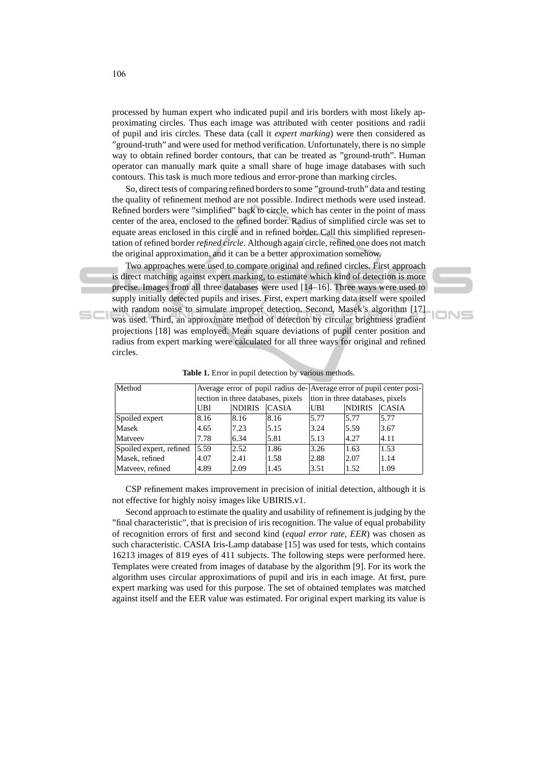processed by human expert who indicated pupil and iris borders with most likely approximating circles. Thus each image was attributed with center positions and radii of pupil and iris circles. These data (call it *expert marking*) were then considered as "ground-truth" and were used for method verification. Unfortunately, there is no simple way to obtain refined border contours, that can be treated as "ground-truth". Human operator can manually mark quite a small share of huge image databases with such contours. This task is much more tedious and error-prone than marking circles.

So, direct tests of comparing refined borders to some "ground-truth" data and testing the quality of refinement method are not possible. Indirect methods were used instead. Refined borders were "simplified" back to circle, which has center in the point of mass center of the area, enclosed to the refined border. Radius of simplified circle was set to equate areas enclosed in this circle and in refined border. Call this simplified representation of refined border *refined circle*. Although again circle, refined one does not match the original approximation, and it can be a better approximation somehow.

Two approaches were used to compare original and refined circles. First approach is direct matching against expert marking, to estimate which kind of detection is more precise. Images from all three databases were used [14–16]. Three ways were used to supply initially detected pupils and irises. First, expert marking data itself were spoiled with random noise to simulate improper detection. Second, Masek's algorithm [17] was used. Third, an approximate method of detection by circular brightness gradient projections [18] was employed. Mean square deviations of pupil center position and radius from expert marking were calculated for all three ways for original and refined circles.

**Table 1.** Error in pupil detection by various methods.

| Method | Average error of pupil radius detection in three databases, pixels | | | Average error of pupil center position in three databases, pixels | | |
|---|---|---|---|---|---|---|
| | UBI | NDIRIS | CASIA | UBI | NDIRIS | CASIA |
| Spoiled expert | 8.16 | 8.16 | 8.16 | 5.77 | 5.77 | 5.77 |
| Masek | 4.65 | 7.23 | 5.15 | 3.24 | 5.59 | 3.67 |
| Matveev | 7.78 | 6.34 | 5.81 | 5.13 | 4.27 | 4.11 |
| Spoiled expert, refined | 5.59 | 2.52 | 1.86 | 3.26 | 1.63 | 1.53 |
| Masek, refined | 4.07 | 2.41 | 1.58 | 2.88 | 2.07 | 1.14 |
| Matveev, refined | 4.89 | 2.09 | 1.45 | 3.51 | 1.52 | 1.09 |

CSP refinement makes improvement in precision of initial detection, although it is not effective for highly noisy images like UBIRIS.v1.

Second approach to estimate the quality and usability of refinement is judging by the "final characteristic", that is precision of iris recognition. The value of equal probability of recognition errors of first and second kind (*equal error rate, EER*) was chosen as such characteristic. CASIA Iris-Lamp database [15] was used for tests, which contains 16213 images of 819 eyes of 411 subjects. The following steps were performed here. Templates were created from images of database by the algorithm [9]. For its work the algorithm uses circular approximations of pupil and iris in each image. At first, pure expert marking was used for this purpose. The set of obtained templates was matched against itself and the EER value was estimated. For original expert marking its value is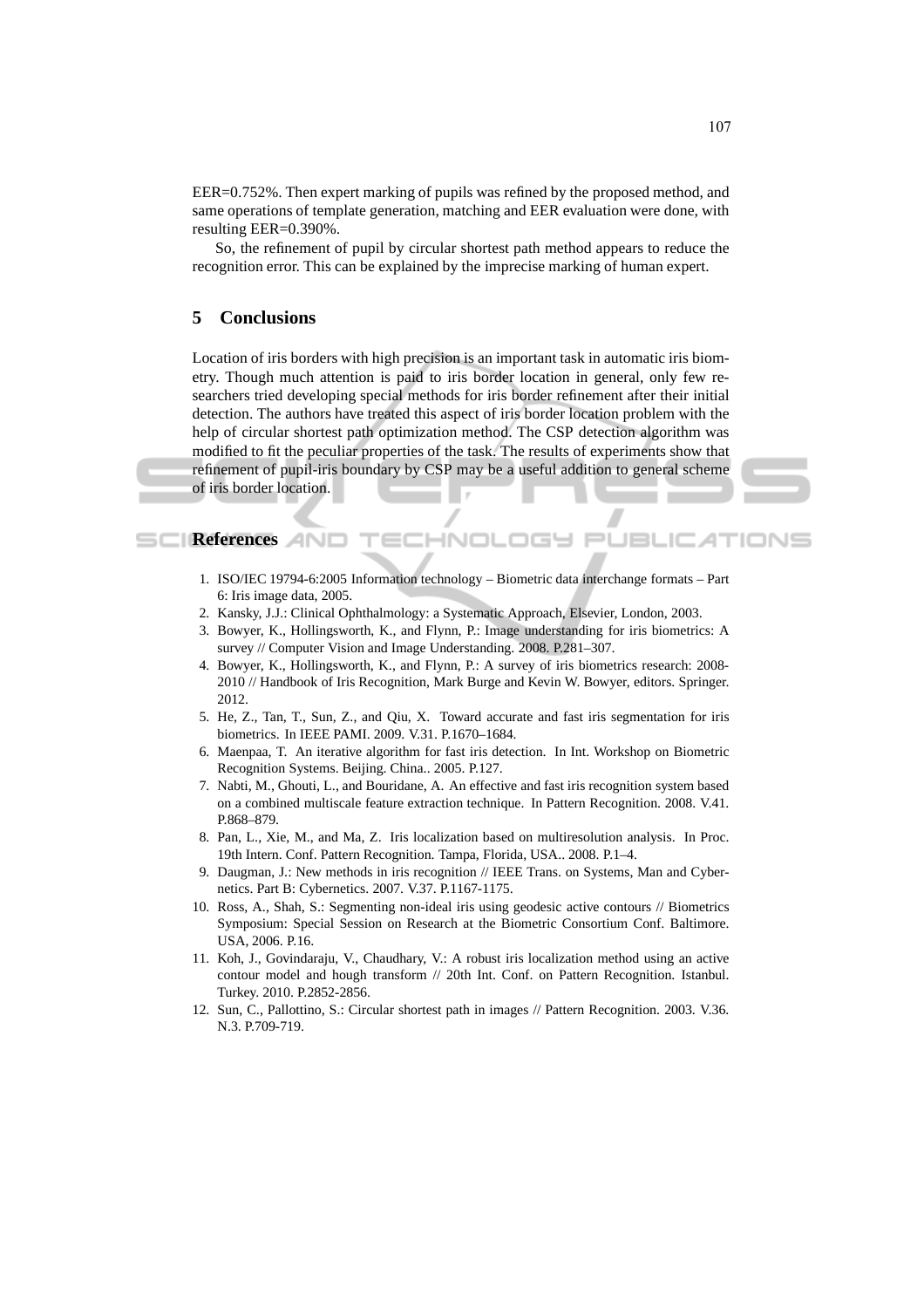EER=0.752%. Then expert marking of pupils was refined by the proposed method, and same operations of template generation, matching and EER evaluation were done, with resulting EER=0.390%.

So, the refinement of pupil by circular shortest path method appears to reduce the recognition error. This can be explained by the imprecise marking of human expert.

## 5 Conclusions

Location of iris borders with high precision is an important task in automatic iris biometry. Though much attention is paid to iris border location in general, only few researchers tried developing special methods for iris border refinement after their initial detection. The authors have treated this aspect of iris border location problem with the help of circular shortest path optimization method. The CSP detection algorithm was modified to fit the peculiar properties of the task. The results of experiments show that refinement of pupil-iris boundary by CSP may be a useful addition to general scheme of iris border location.

## References

1. ISO/IEC 19794-6:2005 Information technology – Biometric data interchange formats – Part 6: Iris image data, 2005.
2. Kansky, J.J.: Clinical Ophthalmology: a Systematic Approach, Elsevier, London, 2003.
3. Bowyer, K., Hollingsworth, K., and Flynn, P.: Image understanding for iris biometrics: A survey // Computer Vision and Image Understanding. 2008. P.281–307.
4. Bowyer, K., Hollingsworth, K., and Flynn, P.: A survey of iris biometrics research: 2008-2010 // Handbook of Iris Recognition, Mark Burge and Kevin W. Bowyer, editors. Springer. 2012.
5. He, Z., Tan, T., Sun, Z., and Qiu, X. Toward accurate and fast iris segmentation for iris biometrics. In IEEE PAMI. 2009. V.31. P.1670–1684.
6. Maenpaa, T. An iterative algorithm for fast iris detection. In Int. Workshop on Biometric Recognition Systems. Beijing. China.. 2005. P.127.
7. Nabti, M., Ghouti, L., and Bouridane, A. An effective and fast iris recognition system based on a combined multiscale feature extraction technique. In Pattern Recognition. 2008. V.41. P.868–879.
8. Pan, L., Xie, M., and Ma, Z. Iris localization based on multiresolution analysis. In Proc. 19th Intern. Conf. Pattern Recognition. Tampa, Florida, USA.. 2008. P.1–4.
9. Daugman, J.: New methods in iris recognition // IEEE Trans. on Systems, Man and Cybernetics. Part B: Cybernetics. 2007. V.37. P.1167-1175.
10. Ross, A., Shah, S.: Segmenting non-ideal iris using geodesic active contours // Biometrics Symposium: Special Session on Research at the Biometric Consortium Conf. Baltimore. USA, 2006. P.16.
11. Koh, J., Govindaraju, V., Chaudhary, V.: A robust iris localization method using an active contour model and hough transform // 20th Int. Conf. on Pattern Recognition. Istanbul. Turkey. 2010. P.2852-2856.
12. Sun, C., Pallottino, S.: Circular shortest path in images // Pattern Recognition. 2003. V.36. N.3. P.709-719.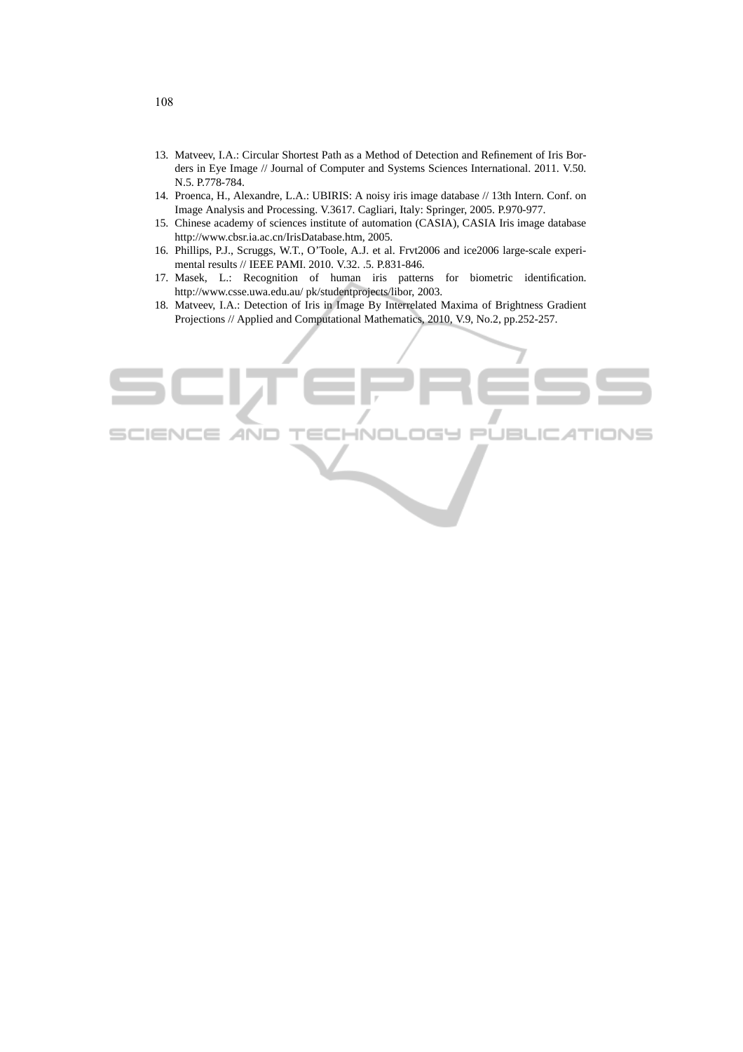13. Matveev, I.A.: Circular Shortest Path as a Method of Detection and Refinement of Iris Borders in Eye Image // Journal of Computer and Systems Sciences International. 2011. V.50. N.5. P.778-784.
14. Proenca, H., Alexandre, L.A.: UBIRIS: A noisy iris image database // 13th Intern. Conf. on Image Analysis and Processing. V.3617. Cagliari, Italy: Springer, 2005. P.970-977.
15. Chinese academy of sciences institute of automation (CASIA), CASIA Iris image database http://www.cbsr.ia.ac.cn/IrisDatabase.htm, 2005.
16. Phillips, P.J., Scruggs, W.T., O'Toole, A.J. et al. Frvt2006 and ice2006 large-scale experimental results // IEEE PAMI. 2010. V.32. .5. P.831-846.
17. Masek, L.: Recognition of human iris patterns for biometric identification. http://www.csse.uwa.edu.au/ pk/studentprojects/libor, 2003.
18. Matveev, I.A.: Detection of Iris in Image By Interrelated Maxima of Brightness Gradient Projections // Applied and Computational Mathematics, 2010, V.9, No.2, pp.252-257.